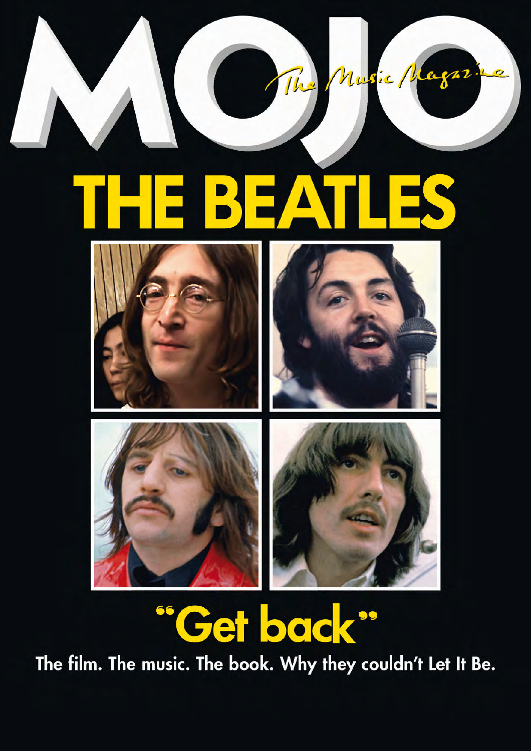# MOJO

The Music Magazine

## THE BEATLES

## "Get back"

The film. The music. The book. Why they couldn't Let It Be.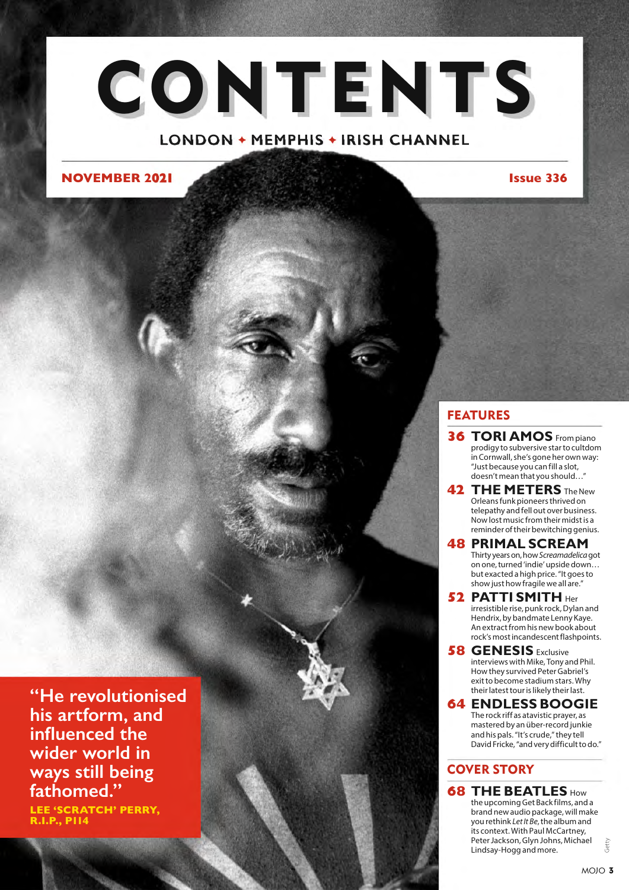# CONTENTS

LONDON ✦ MEMPHIS ✦ IRISH CHANNEL

**NOVEMBER 2021** **Issue 336**

## FEATURES

**36 TORI AMOS** From piano prodigy to subversive star to cultdom in Cornwall, she's gone her own way: "Just because you can fill a slot, doesn't mean that you should…"

**42 THE METERS** The New Orleans funk pioneers thrived on telepathy and fell out over business. Now lost music from their midst is a reminder of their bewitching genius.

**48 PRIMAL SCREAM** Thirty years on, how *Screamadelica* got on one, turned 'indie' upside down… but exacted a high price. "It goes to show just how fragile we all are."

**52 PATTI SMITH** Her irresistible rise, punk rock, Dylan and Hendrix, by bandmate Lenny Kaye. An extract from his new book about rock's most incandescent flashpoints.

**58 GENESIS** Exclusive interviews with Mike, Tony and Phil. How they survived Peter Gabriel's exit to become stadium stars. Why their latest tour is likely their last.

**64 ENDLESS BOOGIE** The rock riff as atavistic prayer, as mastered by an über-record junkie and his pals. "It's crude," they tell David Fricke, "and very difficult to do."

## COVER STORY

**68 THE BEATLES** How the upcoming Get Back films, and a brand new audio package, will make you rethink *Let It Be*, the album and its context. With Paul McCartney, Peter Jackson, Glyn Johns, Michael Lindsay-Hogg and more.

**"He revolutionised his artform, and influenced the wider world in ways still being fathomed."**

**LEE 'SCRATCH' PERRY, R.I.P., P114**

Getty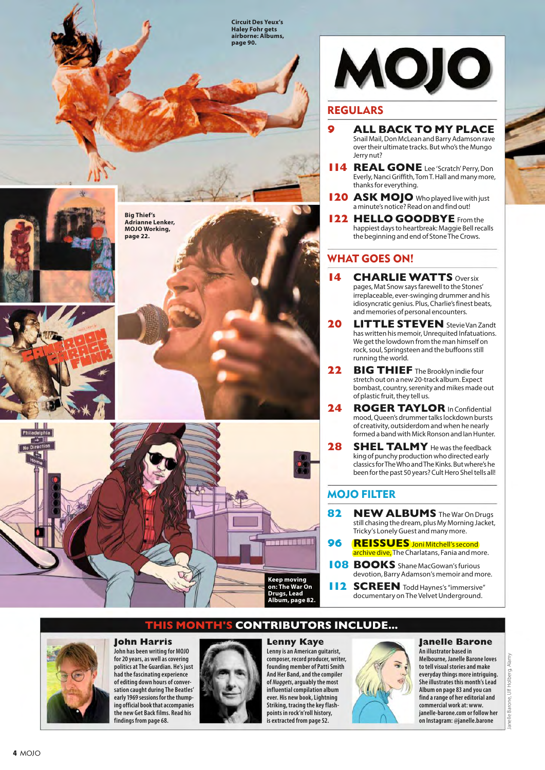Circuit Des Yeux's Haley Fohr gets airborne: Albums, page 90.

Big Thief's Adrianne Lenker, MOJO Working, page 22.

Keep moving on: The War On Drugs, Lead Album, page 82.

# MOJO

## REGULARS

**9 ALL BACK TO MY PLACE** Snail Mail, Don McLean and Barry Adamson rave over their ultimate tracks. But who's the Mungo Jerry nut?

**114 REAL GONE** Lee 'Scratch' Perry, Don Everly, Nanci Griffith, Tom T. Hall and many more, thanks for everything.

**120 ASK MOJO** Who played live with just a minute's notice? Read on and find out!

**122 HELLO GOODBYE** From the happiest days to heartbreak: Maggie Bell recalls the beginning and end of Stone The Crows.

## WHAT GOES ON!

**14 CHARLIE WATTS** Over six pages, Mat Snow says farewell to the Stones' irreplaceable, ever-swinging drummer and his idiosyncratic genius. Plus, Charlie's finest beats, and memories of personal encounters.

**20 LITTLE STEVEN** Stevie Van Zandt has written his memoir, Unrequited Infatuations. We get the lowdown from the man himself on rock, soul, Springsteen and the buffoons still running the world.

**22 BIG THIEF** The Brooklyn indie four stretch out on a new 20-track album. Expect bombast, country, serenity and mikes made out of plastic fruit, they tell us.

**24 ROGER TAYLOR** In Confidential mood, Queen's drummer talks lockdown bursts of creativity, outsiderdom and when he nearly formed a band with Mick Ronson and Ian Hunter.

**28 SHEL TALMY** He was the feedback king of punchy production who directed early classics for The Who and The Kinks. But where's he been for the past 50 years? Cult Hero Shel tells all!

## MOJO FILTER

**82 NEW ALBUMS** The War On Drugs still chasing the dream, plus My Morning Jacket, Tricky's Lonely Guest and many more.

**96 REISSUES** Joni Mitchell's second archive dive, The Charlatans, Fania and more.

**108 BOOKS** Shane MacGowan's furious devotion, Barry Adamson's memoir and more.

**112 SCREEN** Todd Haynes's "immersive" documentary on The Velvet Underground.

## THIS MONTH'S CONTRIBUTORS INCLUDE...

**John Harris**
John has been writing for MOJO for 20 years, as well as covering politics at The Guardian. He's just had the fascinating experience of editing down hours of conversation caught during The Beatles' early 1969 sessions for the thumping official book that accompanies the new Get Back films. Read his findings from page 68.

**Lenny Kaye**
Lenny is an American guitarist, composer, record producer, writer, founding member of Patti Smith And Her Band, and the compiler of *Nuggets*, arguably the most influential compilation album ever. His new book, Lightning Striking, tracing the key flash-points in rock'n'roll history, is extracted from page 52.

**Janelle Barone**
An illustrator based in Melbourne, Janelle Barone loves to tell visual stories and make everyday things more intriguing. She illustrates this month's Lead Album on page 83 and you can find a range of her editorial and commercial work at: www.janelle-barone.com or follow her on Instagram: @janelle.barone

Janelle Barone, Ulf Holberg, Alamy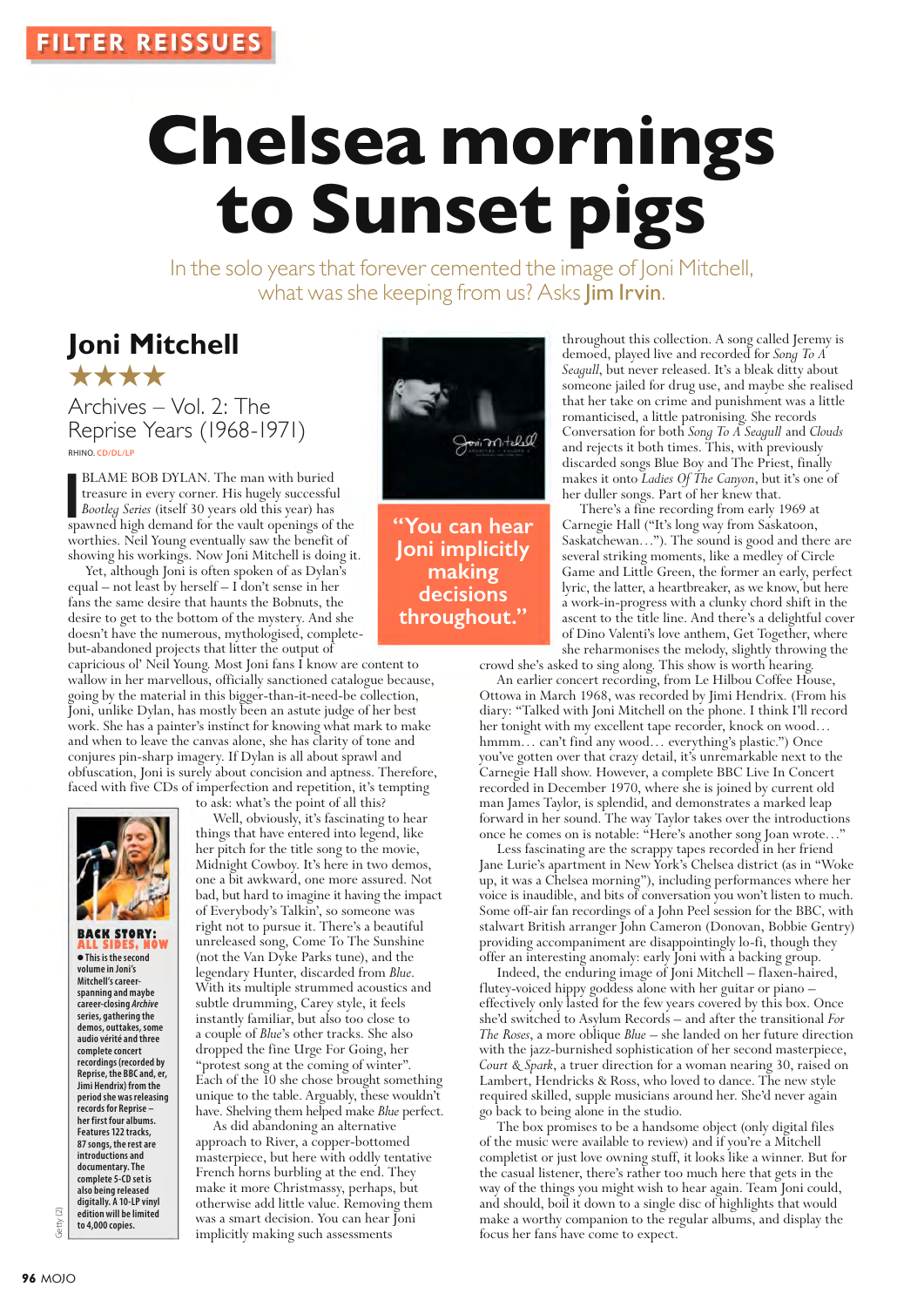FILTER REISSUES

# Chelsea mornings to Sunset pigs

In the solo years that forever cemented the image of Joni Mitchell, what was she keeping from us? Asks **Jim Irvin**.

## Joni Mitchell

★★★★

### Archives – Vol. 2: The Reprise Years (1968-1971)

RHINO. CD/DL/LP

I BLAME BOB DYLAN. The man with buried treasure in every corner. His hugely successful *Bootleg Series* (itself 30 years old this year) has spawned high demand for the vault openings of the worthies. Neil Young eventually saw the benefit of showing his workings. Now Joni Mitchell is doing it.

Yet, although Joni is often spoken of as Dylan's equal – not least by herself – I don't sense in her fans the same desire that haunts the Bobnuts, the desire to get to the bottom of the mystery. And she doesn't have the numerous, mythologised, complete-but-abandoned projects that litter the output of capricious ol' Neil Young. Most Joni fans I know are content to wallow in her marvellous, officially sanctioned catalogue because, going by the material in this bigger-than-it-need-be collection, Joni, unlike Dylan, has mostly been an astute judge of her best work. She has a painter's instinct for knowing what mark to make and when to leave the canvas alone, she has clarity of tone and conjures pin-sharp imagery. If Dylan is all about sprawl and obfuscation, Joni is surely about concision and aptness. Therefore, faced with five CDs of imperfection and repetition, it's tempting to ask: what's the point of all this?

Well, obviously, it's fascinating to hear things that have entered into legend, like her pitch for the title song to the movie, Midnight Cowboy. It's here in two demos, one a bit awkward, one more assured. Not bad, but hard to imagine it having the impact of Everybody's Talkin', so someone was right not to pursue it. There's a beautiful unreleased song, Come To The Sunshine (not the Van Dyke Parks tune), and the legendary Hunter, discarded from *Blue*. With its multiple strummed acoustics and subtle drumming, Carey style, it feels instantly familiar, but also too close to a couple of *Blue*'s other tracks. She also dropped the fine Urge For Going, her "protest song at the coming of winter". Each of the 10 she chose brought something unique to the table. Arguably, these wouldn't have. Shelving them helped make *Blue* perfect.

As did abandoning an alternative approach to River, a copper-bottomed masterpiece, but here with oddly tentative French horns burbling at the end. They make it more Christmassy, perhaps, but otherwise add little value. Removing them was a smart decision. You can hear Joni implicitly making such assessments throughout this collection. A song called Jeremy is demoed, played live and recorded for *Song To A Seagull*, but never released. It's a bleak ditty about someone jailed for drug use, and maybe she realised that her take on crime and punishment was a little romanticised, a little patronising. She records Conversation for both *Song To A Seagull* and *Clouds* and rejects it both times. This, with previously discarded songs Blue Boy and The Priest, finally makes it onto *Ladies Of The Canyon*, but it's one of her duller songs. Part of her knew that.

> "You can hear Joni implicitly making decisions throughout."

There's a fine recording from early 1969 at Carnegie Hall ("It's long way from Saskatoon, Saskatchewan…"). The sound is good and there are several striking moments, like a medley of Circle Game and Little Green, the former an early, perfect lyric, the latter, a heartbreaker, as we know, but here a work-in-progress with a clunky chord shift in the ascent to the title line. And there's a delightful cover of Dino Valenti's love anthem, Get Together, where she reharmonises the melody, slightly throwing the crowd she's asked to sing along. This show is worth hearing.

An earlier concert recording, from Le Hibou Coffee House, Ottowa in March 1968, was recorded by Jimi Hendrix. (From his diary: "Talked with Joni Mitchell on the phone. I think I'll record her tonight with my excellent tape recorder, knock on wood… hmmm… can't find any wood… everything's plastic.") Once you've gotten over that crazy detail, it's unremarkable next to the Carnegie Hall show. However, a complete BBC Live In Concert recorded in December 1970, where she is joined by current old man James Taylor, is splendid, and demonstrates a marked leap forward in her sound. The way Taylor takes over the introductions once he comes on is notable: "Here's another song Joan wrote…"

Less fascinating are the scrappy tapes recorded in her friend Jane Lurie's apartment in New York's Chelsea district (as in "Woke up, it was a Chelsea morning"), including performances where her voice is inaudible, and bits of conversation you won't listen to much. Some off-air fan recordings of a John Peel session for the BBC, with stalwart British arranger John Cameron (Donovan, Bobbie Gentry) providing accompaniment are disappointingly lo-fi, though they offer an interesting anomaly: early Joni with a backing group.

Indeed, the enduring image of Joni Mitchell – flaxen-haired, flutey-voiced hippy goddess alone with her guitar or piano – effectively only lasted for the few years covered by this box. Once she'd switched to Asylum Records – and after the transitional *For The Roses*, a more oblique *Blue* – she landed on her future direction with the jazz-burnished sophistication of her second masterpiece, *Court & Spark*, a truer direction for a woman nearing 30, raised on Lambert, Hendricks & Ross, who loved to dance. The new style required skilled, supple musicians around her. She'd never again go back to being alone in the studio.

The box promises to be a handsome object (only digital files of the music were available to review) and if you're a Mitchell completist or just love owning stuff, it looks like a winner. But for the casual listener, there's rather too much here that gets in the way of the things you might wish to hear again. Team Joni could, and should, boil it down to a single disc of highlights that would make a worthy companion to the regular albums, and display the focus her fans have come to expect.

**BACK STORY: ALL SIDES, NOW**

● This is the second volume in Joni's Mitchell's career-spanning and maybe career-closing *Archive* series, gathering the demos, outtakes, some audio vérité and three complete concert recordings (recorded by Reprise, the BBC and, er, Jimi Hendrix) from the period she was releasing records for Reprise – her first four albums. Features 122 tracks, 87 songs, the rest are introductions and documentary. The complete 5-CD set is also being released digitally. A 10-LP vinyl edition will be limited to 4,000 copies.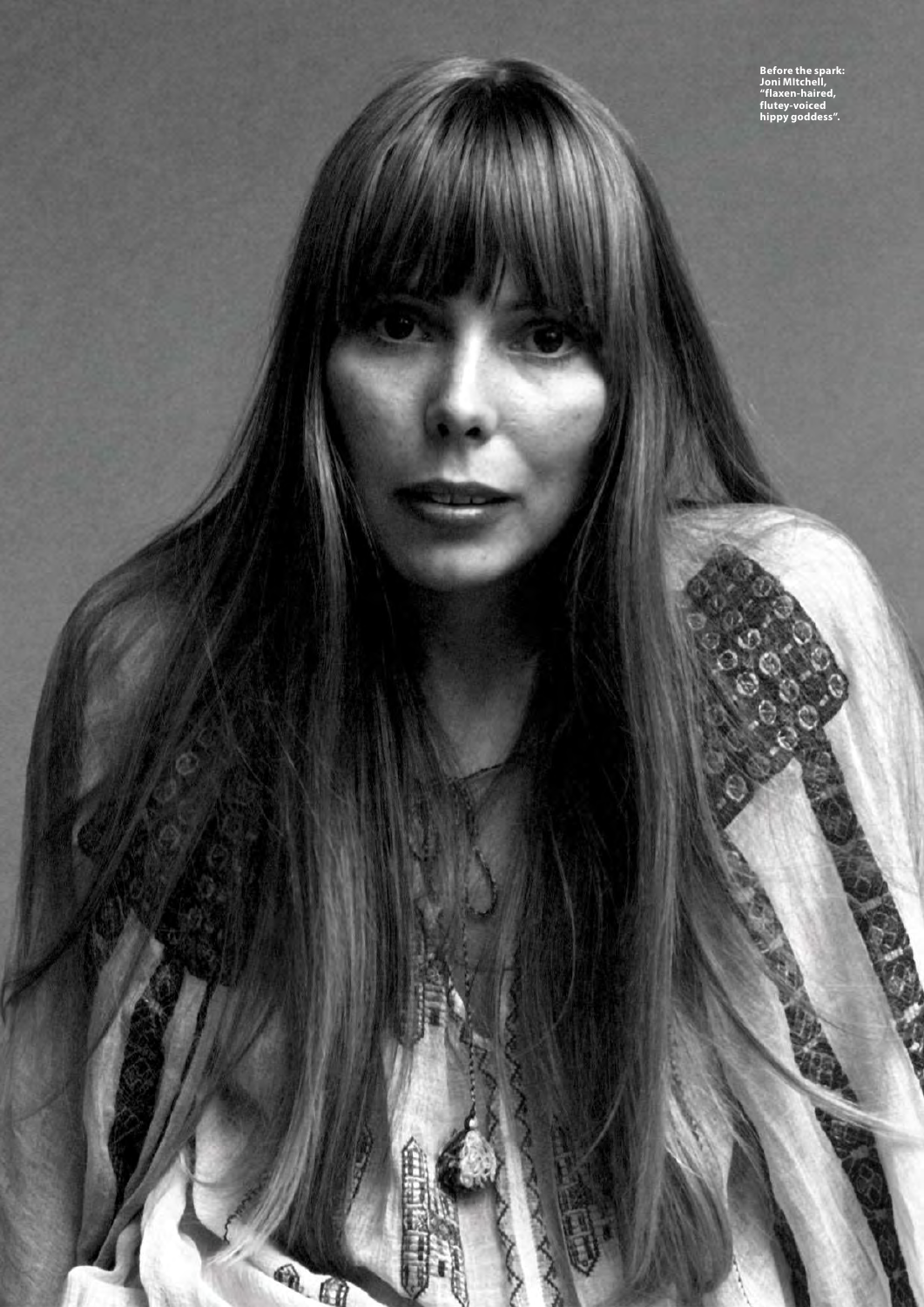**Before the spark: Joni Mitchell, "flaxen-haired, flutey-voiced hippy goddess".**